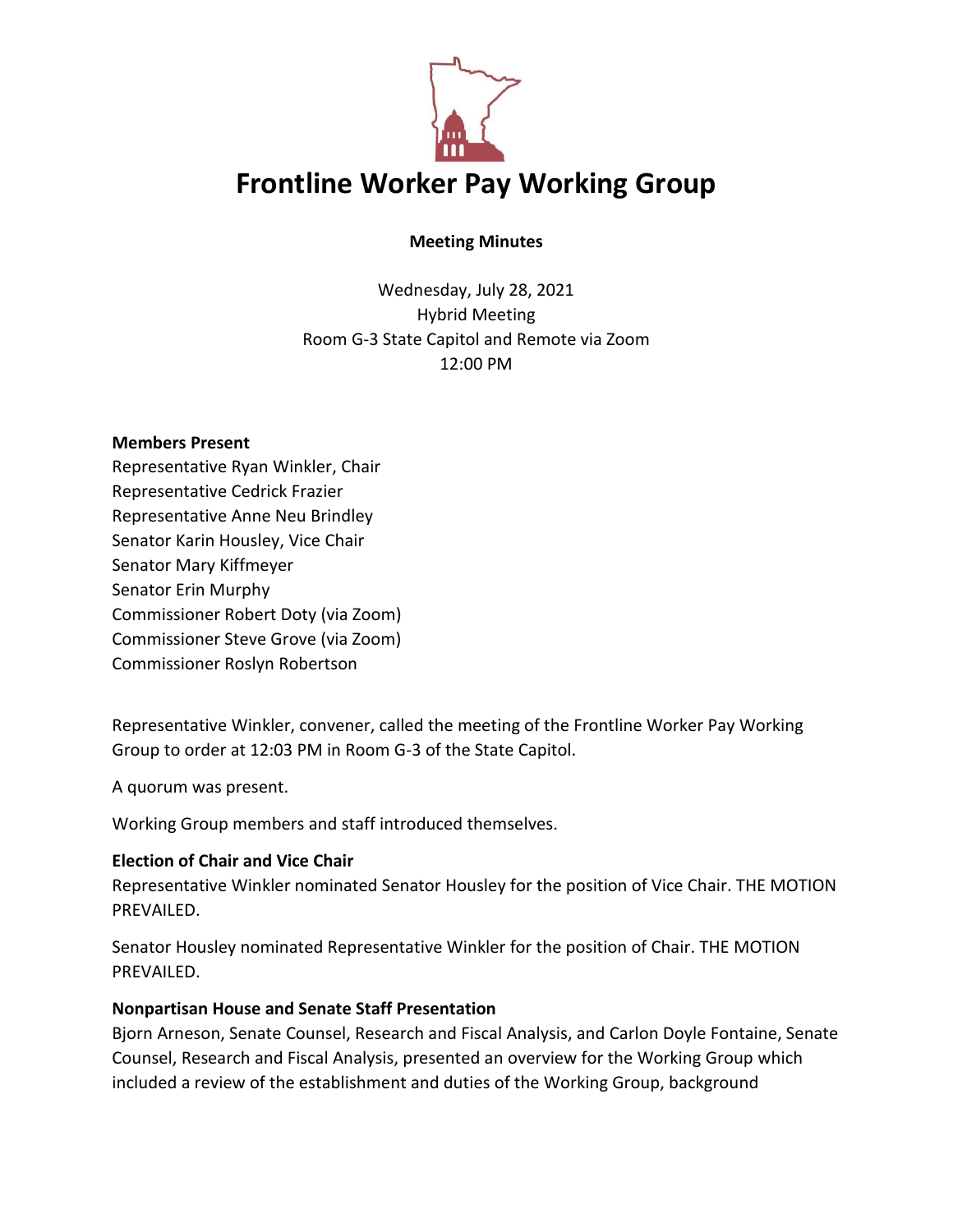# Frontline Worker Pay Working Group

**Meeting Minutes**

Wednesday, July 28, 2021
Hybrid Meeting
Room G-3 State Capitol and Remote via Zoom
12:00 PM

**Members Present**
Representative Ryan Winkler, Chair
Representative Cedrick Frazier
Representative Anne Neu Brindley
Senator Karin Housley, Vice Chair
Senator Mary Kiffmeyer
Senator Erin Murphy
Commissioner Robert Doty (via Zoom)
Commissioner Steve Grove (via Zoom)
Commissioner Roslyn Robertson

Representative Winkler, convener, called the meeting of the Frontline Worker Pay Working Group to order at 12:03 PM in Room G-3 of the State Capitol.

A quorum was present.

Working Group members and staff introduced themselves.

**Election of Chair and Vice Chair**
Representative Winkler nominated Senator Housley for the position of Vice Chair. THE MOTION PREVAILED.

Senator Housley nominated Representative Winkler for the position of Chair. THE MOTION PREVAILED.

**Nonpartisan House and Senate Staff Presentation**
Bjorn Arneson, Senate Counsel, Research and Fiscal Analysis, and Carlon Doyle Fontaine, Senate Counsel, Research and Fiscal Analysis, presented an overview for the Working Group which included a review of the establishment and duties of the Working Group, background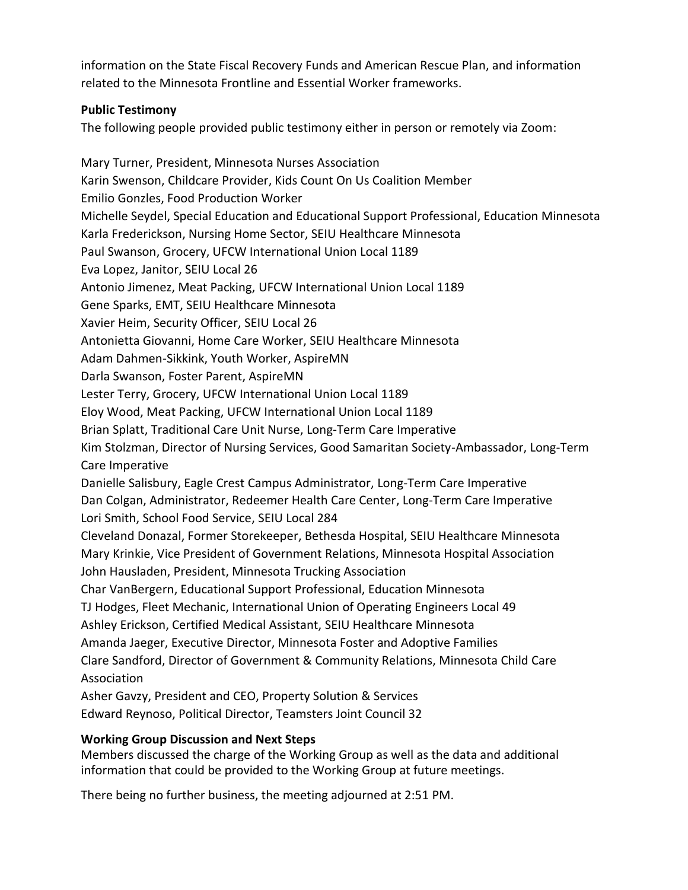information on the State Fiscal Recovery Funds and American Rescue Plan, and information related to the Minnesota Frontline and Essential Worker frameworks.

**Public Testimony**

The following people provided public testimony either in person or remotely via Zoom:

Mary Turner, President, Minnesota Nurses Association
Karin Swenson, Childcare Provider, Kids Count On Us Coalition Member
Emilio Gonzles, Food Production Worker
Michelle Seydel, Special Education and Educational Support Professional, Education Minnesota
Karla Frederickson, Nursing Home Sector, SEIU Healthcare Minnesota
Paul Swanson, Grocery, UFCW International Union Local 1189
Eva Lopez, Janitor, SEIU Local 26
Antonio Jimenez, Meat Packing, UFCW International Union Local 1189
Gene Sparks, EMT, SEIU Healthcare Minnesota
Xavier Heim, Security Officer, SEIU Local 26
Antonietta Giovanni, Home Care Worker, SEIU Healthcare Minnesota
Adam Dahmen-Sikkink, Youth Worker, AspireMN
Darla Swanson, Foster Parent, AspireMN
Lester Terry, Grocery, UFCW International Union Local 1189
Eloy Wood, Meat Packing, UFCW International Union Local 1189
Brian Splatt, Traditional Care Unit Nurse, Long-Term Care Imperative
Kim Stolzman, Director of Nursing Services, Good Samaritan Society-Ambassador, Long-Term Care Imperative
Danielle Salisbury, Eagle Crest Campus Administrator, Long-Term Care Imperative
Dan Colgan, Administrator, Redeemer Health Care Center, Long-Term Care Imperative
Lori Smith, School Food Service, SEIU Local 284
Cleveland Donazal, Former Storekeeper, Bethesda Hospital, SEIU Healthcare Minnesota
Mary Krinkie, Vice President of Government Relations, Minnesota Hospital Association
John Hausladen, President, Minnesota Trucking Association
Char VanBergern, Educational Support Professional, Education Minnesota
TJ Hodges, Fleet Mechanic, International Union of Operating Engineers Local 49
Ashley Erickson, Certified Medical Assistant, SEIU Healthcare Minnesota
Amanda Jaeger, Executive Director, Minnesota Foster and Adoptive Families
Clare Sandford, Director of Government & Community Relations, Minnesota Child Care Association
Asher Gavzy, President and CEO, Property Solution & Services
Edward Reynoso, Political Director, Teamsters Joint Council 32

**Working Group Discussion and Next Steps**

Members discussed the charge of the Working Group as well as the data and additional information that could be provided to the Working Group at future meetings.

There being no further business, the meeting adjourned at 2:51 PM.